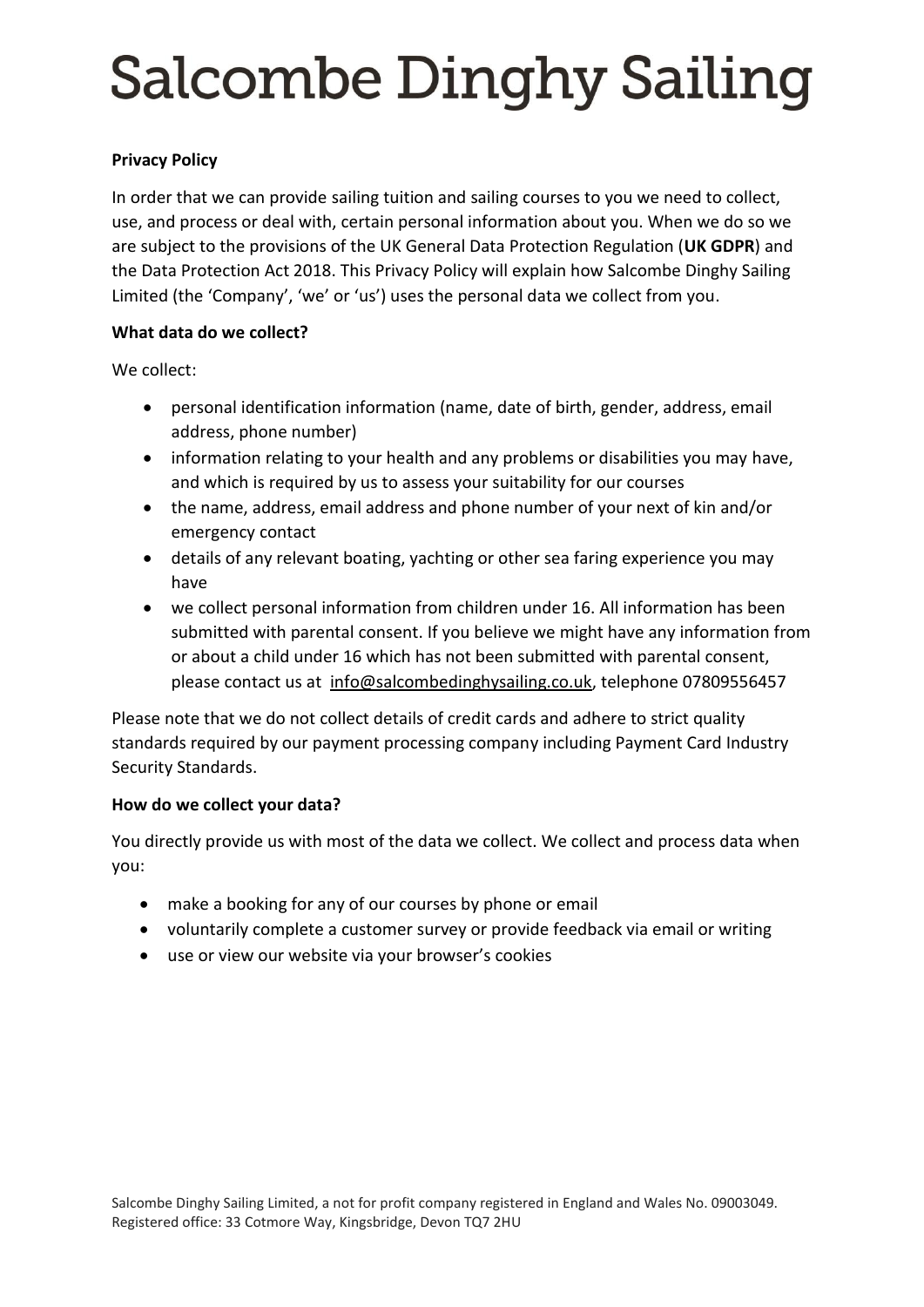# Salcombe Dinghy Sailing

**Privacy Policy**

In order that we can provide sailing tuition and sailing courses to you we need to collect, use, and process or deal with, certain personal information about you. When we do so we are subject to the provisions of the UK General Data Protection Regulation (**UK GDPR**) and the Data Protection Act 2018. This Privacy Policy will explain how Salcombe Dinghy Sailing Limited (the 'Company', 'we' or 'us') uses the personal data we collect from you.

**What data do we collect?**

We collect:

- personal identification information (name, date of birth, gender, address, email address, phone number)
- information relating to your health and any problems or disabilities you may have, and which is required by us to assess your suitability for our courses
- the name, address, email address and phone number of your next of kin and/or emergency contact
- details of any relevant boating, yachting or other sea faring experience you may have
- we collect personal information from children under 16. All information has been submitted with parental consent. If you believe we might have any information from or about a child under 16 which has not been submitted with parental consent, please contact us at info@salcombedinghysailing.co.uk, telephone 07809556457

Please note that we do not collect details of credit cards and adhere to strict quality standards required by our payment processing company including Payment Card Industry Security Standards.

**How do we collect your data?**

You directly provide us with most of the data we collect. We collect and process data when you:

- make a booking for any of our courses by phone or email
- voluntarily complete a customer survey or provide feedback via email or writing
- use or view our website via your browser's cookies

Salcombe Dinghy Sailing Limited, a not for profit company registered in England and Wales No. 09003049. Registered office: 33 Cotmore Way, Kingsbridge, Devon TQ7 2HU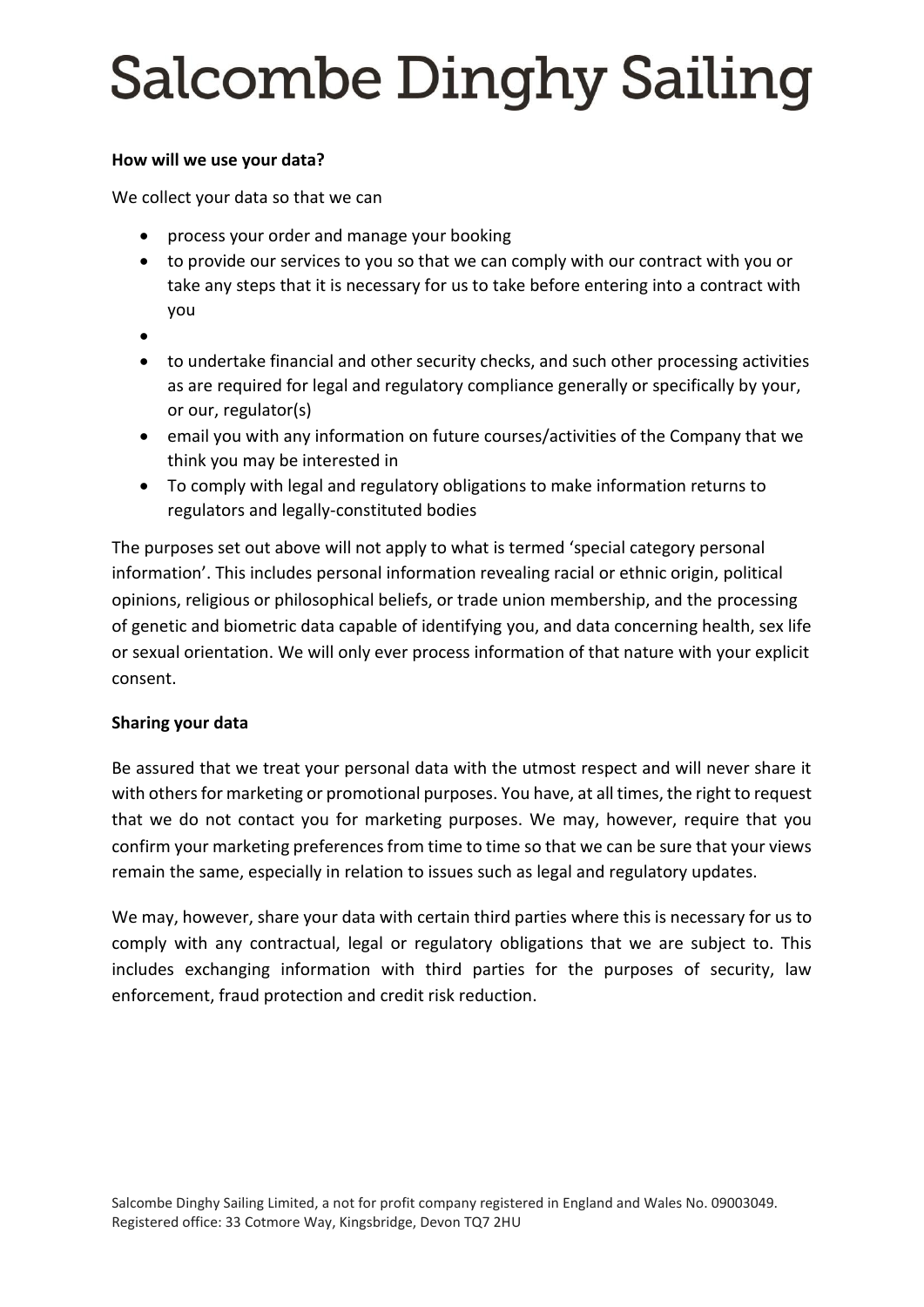**How will we use your data?**

We collect your data so that we can

- process your order and manage your booking
- to provide our services to you so that we can comply with our contract with you or take any steps that it is necessary for us to take before entering into a contract with you
- 
- to undertake financial and other security checks, and such other processing activities as are required for legal and regulatory compliance generally or specifically by your, or our, regulator(s)
- email you with any information on future courses/activities of the Company that we think you may be interested in
- To comply with legal and regulatory obligations to make information returns to regulators and legally-constituted bodies

The purposes set out above will not apply to what is termed 'special category personal information'. This includes personal information revealing racial or ethnic origin, political opinions, religious or philosophical beliefs, or trade union membership, and the processing of genetic and biometric data capable of identifying you, and data concerning health, sex life or sexual orientation. We will only ever process information of that nature with your explicit consent.

**Sharing your data**

Be assured that we treat your personal data with the utmost respect and will never share it with others for marketing or promotional purposes. You have, at all times, the right to request that we do not contact you for marketing purposes. We may, however, require that you confirm your marketing preferences from time to time so that we can be sure that your views remain the same, especially in relation to issues such as legal and regulatory updates.

We may, however, share your data with certain third parties where this is necessary for us to comply with any contractual, legal or regulatory obligations that we are subject to. This includes exchanging information with third parties for the purposes of security, law enforcement, fraud protection and credit risk reduction.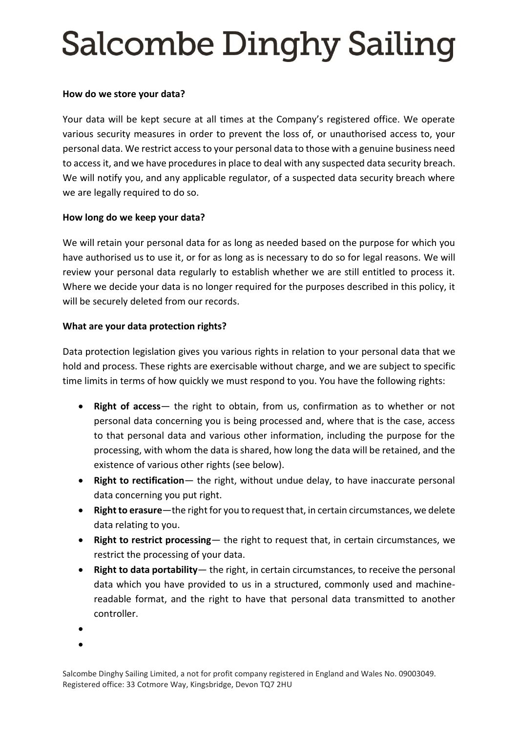# Salcombe Dinghy Sailing

**How do we store your data?**

Your data will be kept secure at all times at the Company's registered office. We operate various security measures in order to prevent the loss of, or unauthorised access to, your personal data. We restrict access to your personal data to those with a genuine business need to access it, and we have procedures in place to deal with any suspected data security breach. We will notify you, and any applicable regulator, of a suspected data security breach where we are legally required to do so.

**How long do we keep your data?**

We will retain your personal data for as long as needed based on the purpose for which you have authorised us to use it, or for as long as is necessary to do so for legal reasons. We will review your personal data regularly to establish whether we are still entitled to process it. Where we decide your data is no longer required for the purposes described in this policy, it will be securely deleted from our records.

**What are your data protection rights?**

Data protection legislation gives you various rights in relation to your personal data that we hold and process. These rights are exercisable without charge, and we are subject to specific time limits in terms of how quickly we must respond to you. You have the following rights:

- **Right of access**— the right to obtain, from us, confirmation as to whether or not personal data concerning you is being processed and, where that is the case, access to that personal data and various other information, including the purpose for the processing, with whom the data is shared, how long the data will be retained, and the existence of various other rights (see below).
- **Right to rectification**— the right, without undue delay, to have inaccurate personal data concerning you put right.
- **Right to erasure**—the right for you to request that, in certain circumstances, we delete data relating to you.
- **Right to restrict processing**— the right to request that, in certain circumstances, we restrict the processing of your data.
- **Right to data portability**— the right, in certain circumstances, to receive the personal data which you have provided to us in a structured, commonly used and machine-readable format, and the right to have that personal data transmitted to another controller.
- 
- 

Salcombe Dinghy Sailing Limited, a not for profit company registered in England and Wales No. 09003049.
Registered office: 33 Cotmore Way, Kingsbridge, Devon TQ7 2HU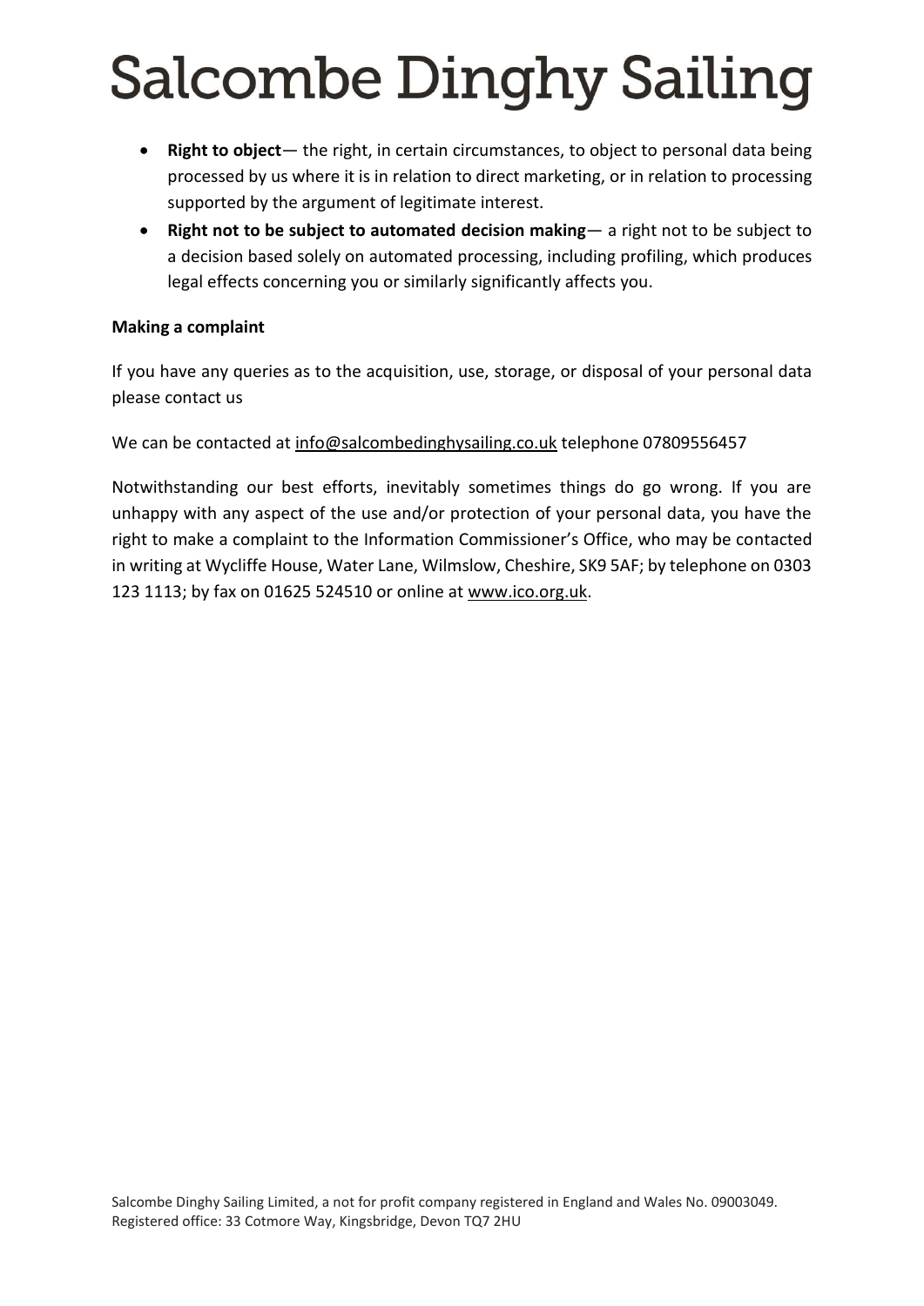- **Right to object**— the right, in certain circumstances, to object to personal data being processed by us where it is in relation to direct marketing, or in relation to processing supported by the argument of legitimate interest.
- **Right not to be subject to automated decision making**— a right not to be subject to a decision based solely on automated processing, including profiling, which produces legal effects concerning you or similarly significantly affects you.

**Making a complaint**

If you have any queries as to the acquisition, use, storage, or disposal of your personal data please contact us

We can be contacted at info@salcombedinghysailing.co.uk telephone 07809556457

Notwithstanding our best efforts, inevitably sometimes things do go wrong. If you are unhappy with any aspect of the use and/or protection of your personal data, you have the right to make a complaint to the Information Commissioner's Office, who may be contacted in writing at Wycliffe House, Water Lane, Wilmslow, Cheshire, SK9 5AF; by telephone on 0303 123 1113; by fax on 01625 524510 or online at www.ico.org.uk.